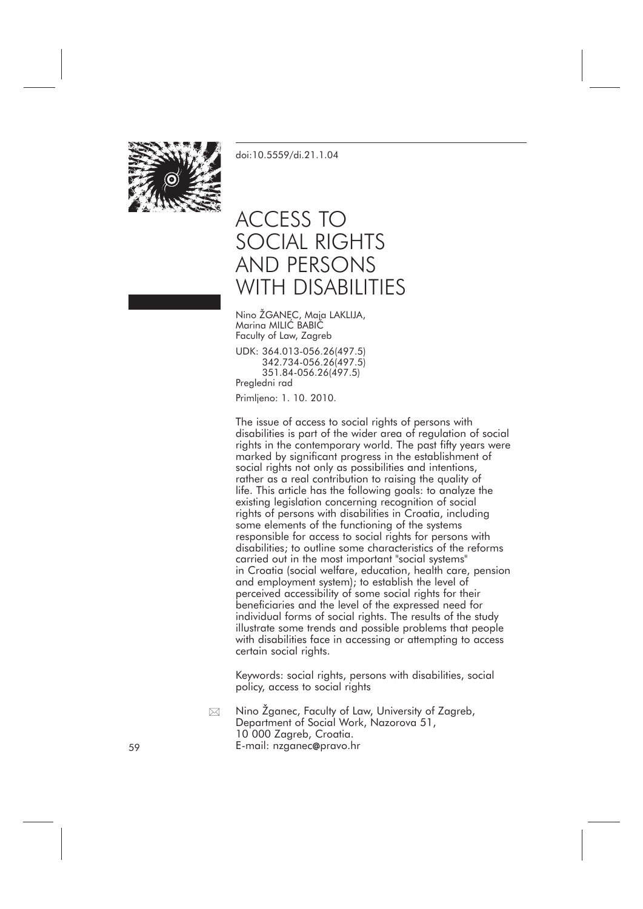doi:10.5559/di.21.1.04

# ACCESS TO SOCIAL RIGHTS AND PERSONS WITH DISABILITIES

Nino ŽGANEC, Maja LAKLIJA,
Marina MILIĆ BABIĆ
Faculty of Law, Zagreb

UDK: 364.013-056.26(497.5)
342.734-056.26(497.5)
351.84-056.26(497.5)
Pregledni rad

Primljeno: 1. 10. 2010.

The issue of access to social rights of persons with disabilities is part of the wider area of regulation of social rights in the contemporary world. The past fifty years were marked by significant progress in the establishment of social rights not only as possibilities and intentions, rather as a real contribution to raising the quality of life. This article has the following goals: to analyze the existing legislation concerning recognition of social rights of persons with disabilities in Croatia, including some elements of the functioning of the systems responsible for access to social rights for persons with disabilities; to outline some characteristics of the reforms carried out in the most important "social systems" in Croatia (social welfare, education, health care, pension and employment system); to establish the level of perceived accessibility of some social rights for their beneficiaries and the level of the expressed need for individual forms of social rights. The results of the study illustrate some trends and possible problems that people with disabilities face in accessing or attempting to access certain social rights.

Keywords: social rights, persons with disabilities, social policy, access to social rights

✉ Nino Žganec, Faculty of Law, University of Zagreb, Department of Social Work, Nazorova 51, 10 000 Zagreb, Croatia.
E-mail: nzganec@pravo.hr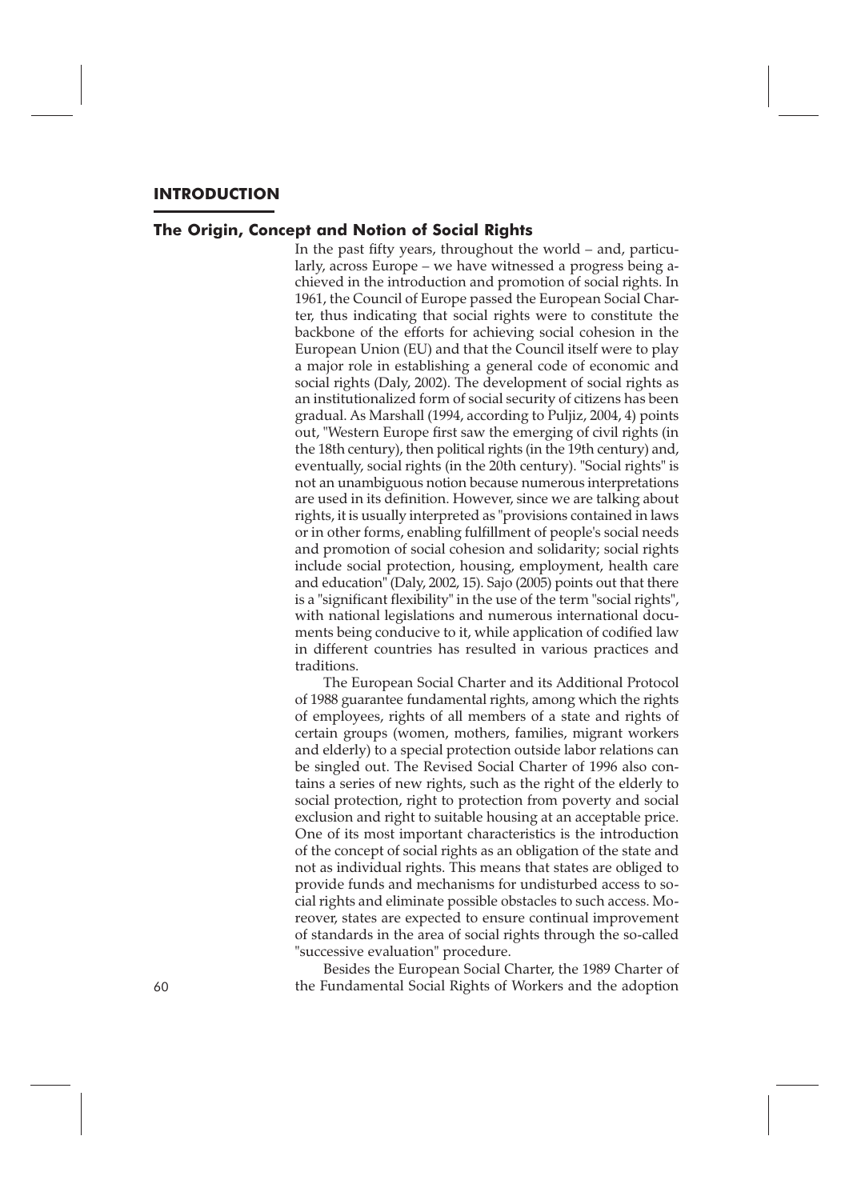## INTRODUCTION

### The Origin, Concept and Notion of Social Rights

In the past fifty years, throughout the world – and, particularly, across Europe – we have witnessed a progress being achieved in the introduction and promotion of social rights. In 1961, the Council of Europe passed the European Social Charter, thus indicating that social rights were to constitute the backbone of the efforts for achieving social cohesion in the European Union (EU) and that the Council itself were to play a major role in establishing a general code of economic and social rights (Daly, 2002). The development of social rights as an institutionalized form of social security of citizens has been gradual. As Marshall (1994, according to Puljiz, 2004, 4) points out, "Western Europe first saw the emerging of civil rights (in the 18th century), then political rights (in the 19th century) and, eventually, social rights (in the 20th century). "Social rights" is not an unambiguous notion because numerous interpretations are used in its definition. However, since we are talking about rights, it is usually interpreted as "provisions contained in laws or in other forms, enabling fulfillment of people's social needs and promotion of social cohesion and solidarity; social rights include social protection, housing, employment, health care and education" (Daly, 2002, 15). Sajo (2005) points out that there is a "significant flexibility" in the use of the term "social rights", with national legislations and numerous international documents being conducive to it, while application of codified law in different countries has resulted in various practices and traditions.

The European Social Charter and its Additional Protocol of 1988 guarantee fundamental rights, among which the rights of employees, rights of all members of a state and rights of certain groups (women, mothers, families, migrant workers and elderly) to a special protection outside labor relations can be singled out. The Revised Social Charter of 1996 also contains a series of new rights, such as the right of the elderly to social protection, right to protection from poverty and social exclusion and right to suitable housing at an acceptable price. One of its most important characteristics is the introduction of the concept of social rights as an obligation of the state and not as individual rights. This means that states are obliged to provide funds and mechanisms for undisturbed access to social rights and eliminate possible obstacles to such access. Moreover, states are expected to ensure continual improvement of standards in the area of social rights through the so-called "successive evaluation" procedure.

Besides the European Social Charter, the 1989 Charter of the Fundamental Social Rights of Workers and the adoption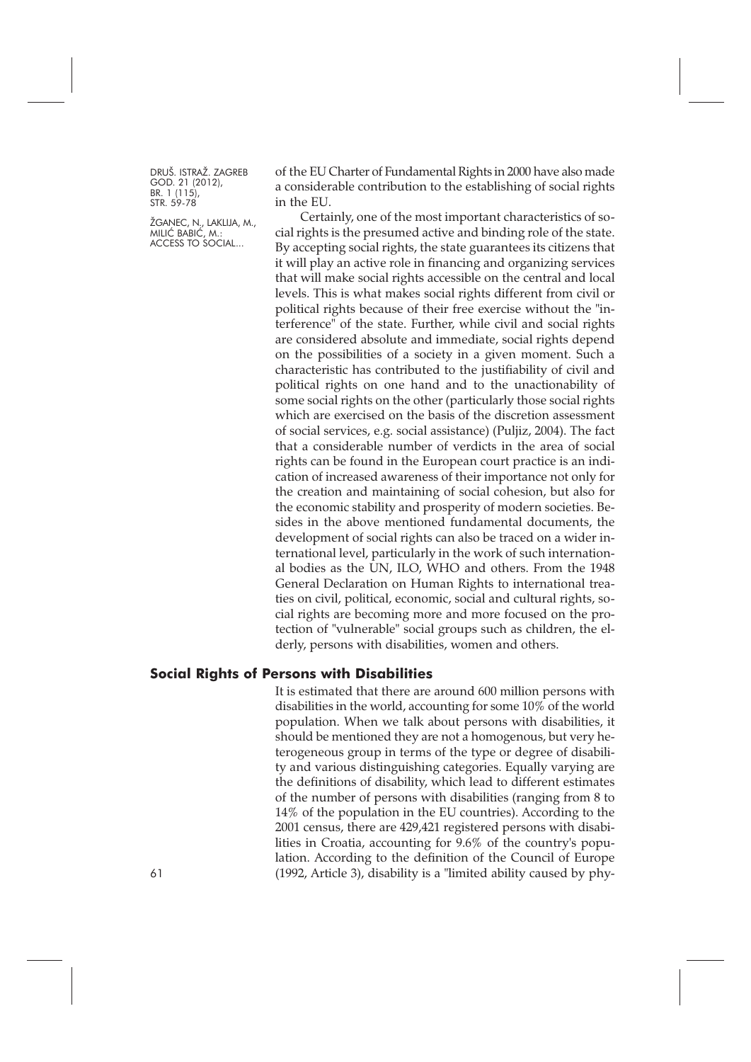of the EU Charter of Fundamental Rights in 2000 have also made a considerable contribution to the establishing of social rights in the EU.

Certainly, one of the most important characteristics of social rights is the presumed active and binding role of the state. By accepting social rights, the state guarantees its citizens that it will play an active role in financing and organizing services that will make social rights accessible on the central and local levels. This is what makes social rights different from civil or political rights because of their free exercise without the "interference" of the state. Further, while civil and social rights are considered absolute and immediate, social rights depend on the possibilities of a society in a given moment. Such a characteristic has contributed to the justifiability of civil and political rights on one hand and to the unactionability of some social rights on the other (particularly those social rights which are exercised on the basis of the discretion assessment of social services, e.g. social assistance) (Puljiz, 2004). The fact that a considerable number of verdicts in the area of social rights can be found in the European court practice is an indication of increased awareness of their importance not only for the creation and maintaining of social cohesion, but also for the economic stability and prosperity of modern societies. Besides in the above mentioned fundamental documents, the development of social rights can also be traced on a wider international level, particularly in the work of such international bodies as the UN, ILO, WHO and others. From the 1948 General Declaration on Human Rights to international treaties on civil, political, economic, social and cultural rights, social rights are becoming more and more focused on the protection of "vulnerable" social groups such as children, the elderly, persons with disabilities, women and others.

## Social Rights of Persons with Disabilities

It is estimated that there are around 600 million persons with disabilities in the world, accounting for some 10% of the world population. When we talk about persons with disabilities, it should be mentioned they are not a homogenous, but very heterogeneous group in terms of the type or degree of disability and various distinguishing categories. Equally varying are the definitions of disability, which lead to different estimates of the number of persons with disabilities (ranging from 8 to 14% of the population in the EU countries). According to the 2001 census, there are 429,421 registered persons with disabilities in Croatia, accounting for 9.6% of the country's population. According to the definition of the Council of Europe (1992, Article 3), disability is a "limited ability caused by phy-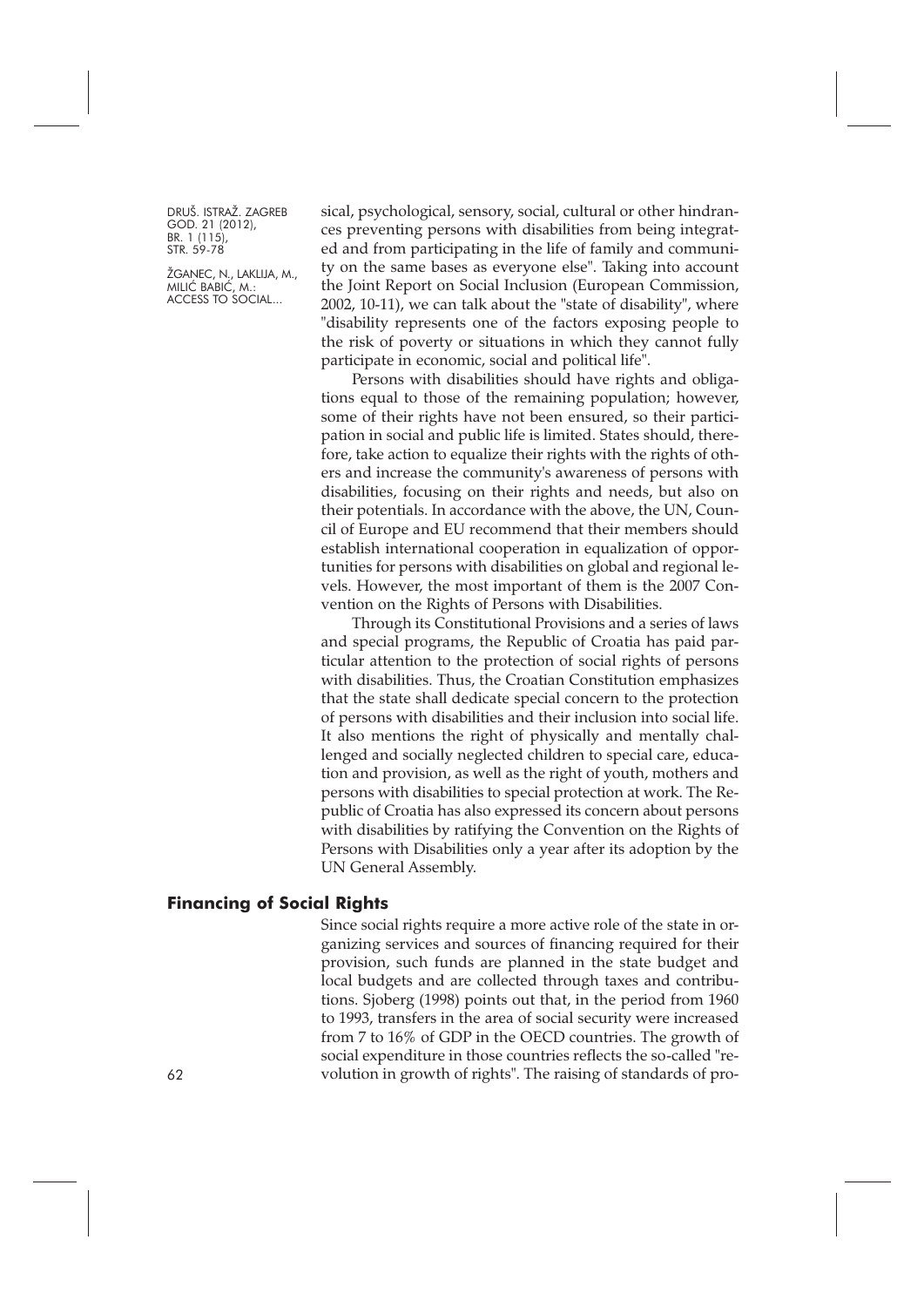sical, psychological, sensory, social, cultural or other hindrances preventing persons with disabilities from being integrated and from participating in the life of family and community on the same bases as everyone else". Taking into account the Joint Report on Social Inclusion (European Commission, 2002, 10-11), we can talk about the "state of disability", where "disability represents one of the factors exposing people to the risk of poverty or situations in which they cannot fully participate in economic, social and political life".

Persons with disabilities should have rights and obligations equal to those of the remaining population; however, some of their rights have not been ensured, so their participation in social and public life is limited. States should, therefore, take action to equalize their rights with the rights of others and increase the community's awareness of persons with disabilities, focusing on their rights and needs, but also on their potentials. In accordance with the above, the UN, Council of Europe and EU recommend that their members should establish international cooperation in equalization of opportunities for persons with disabilities on global and regional levels. However, the most important of them is the 2007 Convention on the Rights of Persons with Disabilities.

Through its Constitutional Provisions and a series of laws and special programs, the Republic of Croatia has paid particular attention to the protection of social rights of persons with disabilities. Thus, the Croatian Constitution emphasizes that the state shall dedicate special concern to the protection of persons with disabilities and their inclusion into social life. It also mentions the right of physically and mentally challenged and socially neglected children to special care, education and provision, as well as the right of youth, mothers and persons with disabilities to special protection at work. The Republic of Croatia has also expressed its concern about persons with disabilities by ratifying the Convention on the Rights of Persons with Disabilities only a year after its adoption by the UN General Assembly.

## Financing of Social Rights

Since social rights require a more active role of the state in organizing services and sources of financing required for their provision, such funds are planned in the state budget and local budgets and are collected through taxes and contributions. Sjoberg (1998) points out that, in the period from 1960 to 1993, transfers in the area of social security were increased from 7 to 16% of GDP in the OECD countries. The growth of social expenditure in those countries reflects the so-called "revolution in growth of rights". The raising of standards of pro-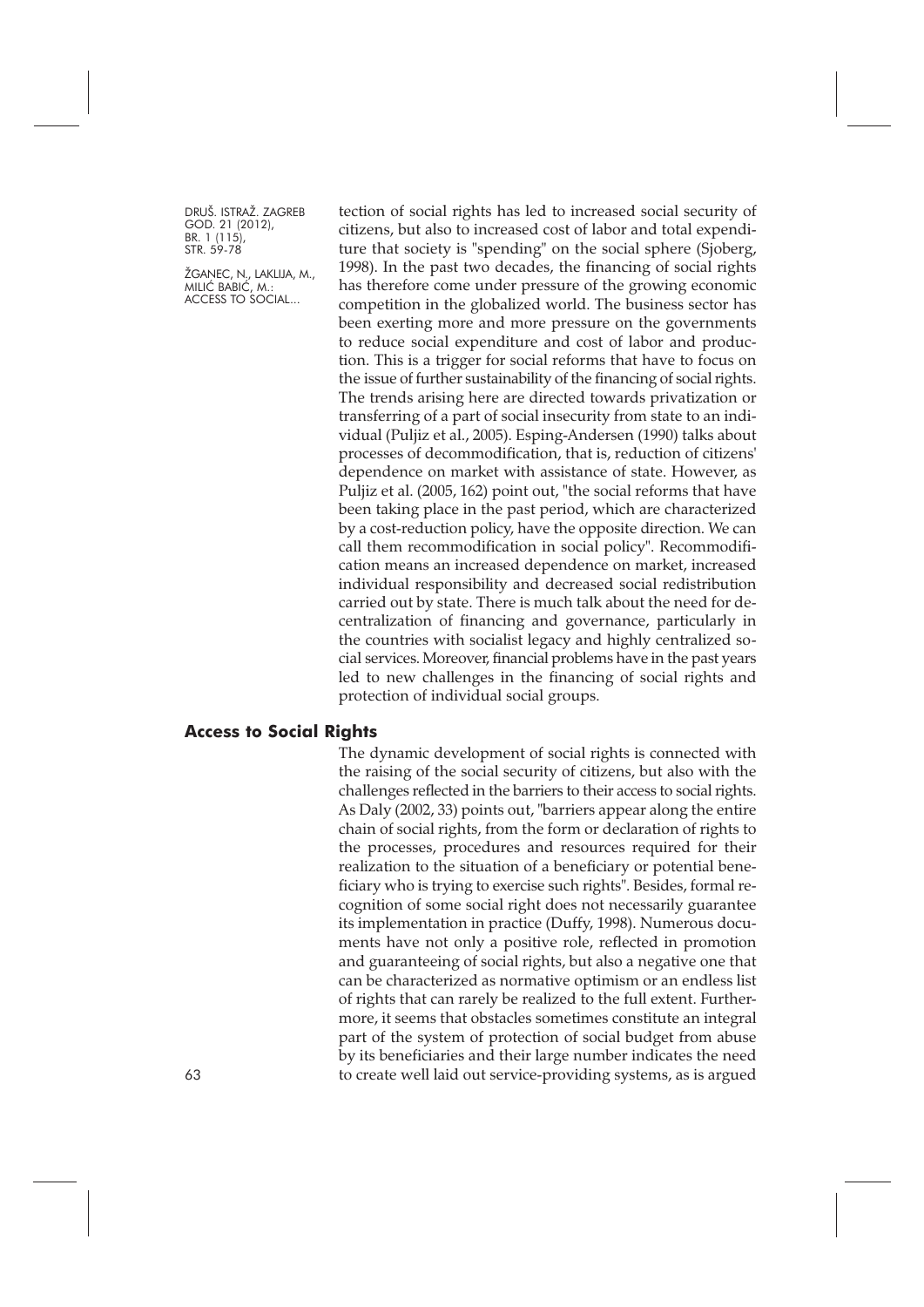tection of social rights has led to increased social security of citizens, but also to increased cost of labor and total expenditure that society is "spending" on the social sphere (Sjoberg, 1998). In the past two decades, the financing of social rights has therefore come under pressure of the growing economic competition in the globalized world. The business sector has been exerting more and more pressure on the governments to reduce social expenditure and cost of labor and production. This is a trigger for social reforms that have to focus on the issue of further sustainability of the financing of social rights. The trends arising here are directed towards privatization or transferring of a part of social insecurity from state to an individual (Puljiz et al., 2005). Esping-Andersen (1990) talks about processes of decommodification, that is, reduction of citizens' dependence on market with assistance of state. However, as Puljiz et al. (2005, 162) point out, "the social reforms that have been taking place in the past period, which are characterized by a cost-reduction policy, have the opposite direction. We can call them recommodification in social policy". Recommodification means an increased dependence on market, increased individual responsibility and decreased social redistribution carried out by state. There is much talk about the need for decentralization of financing and governance, particularly in the countries with socialist legacy and highly centralized social services. Moreover, financial problems have in the past years led to new challenges in the financing of social rights and protection of individual social groups.

## Access to Social Rights

The dynamic development of social rights is connected with the raising of the social security of citizens, but also with the challenges reflected in the barriers to their access to social rights. As Daly (2002, 33) points out, "barriers appear along the entire chain of social rights, from the form or declaration of rights to the processes, procedures and resources required for their realization to the situation of a beneficiary or potential beneficiary who is trying to exercise such rights". Besides, formal recognition of some social right does not necessarily guarantee its implementation in practice (Duffy, 1998). Numerous documents have not only a positive role, reflected in promotion and guaranteeing of social rights, but also a negative one that can be characterized as normative optimism or an endless list of rights that can rarely be realized to the full extent. Furthermore, it seems that obstacles sometimes constitute an integral part of the system of protection of social budget from abuse by its beneficiaries and their large number indicates the need to create well laid out service-providing systems, as is argued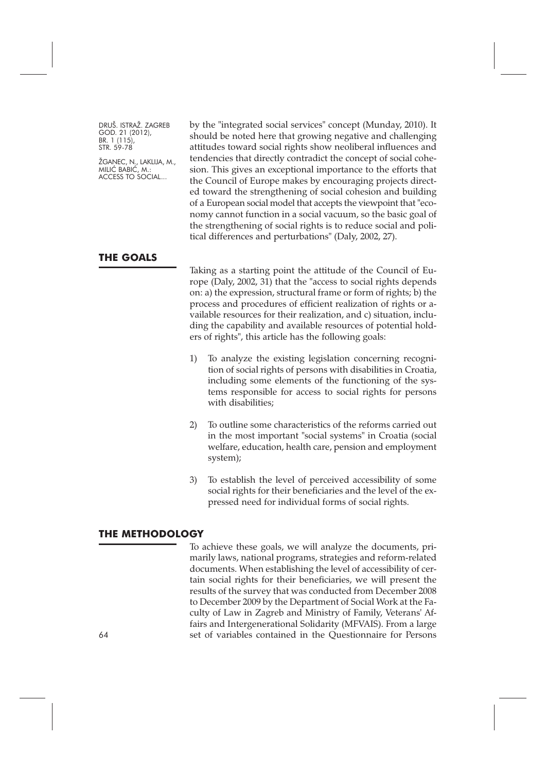by the "integrated social services" concept (Munday, 2010). It should be noted here that growing negative and challenging attitudes toward social rights show neoliberal influences and tendencies that directly contradict the concept of social cohesion. This gives an exceptional importance to the efforts that the Council of Europe makes by encouraging projects directed toward the strengthening of social cohesion and building of a European social model that accepts the viewpoint that "economy cannot function in a social vacuum, so the basic goal of the strengthening of social rights is to reduce social and political differences and perturbations" (Daly, 2002, 27).

## THE GOALS

Taking as a starting point the attitude of the Council of Europe (Daly, 2002, 31) that the "access to social rights depends on: a) the expression, structural frame or form of rights; b) the process and procedures of efficient realization of rights or available resources for their realization, and c) situation, including the capability and available resources of potential holders of rights", this article has the following goals:

1) To analyze the existing legislation concerning recognition of social rights of persons with disabilities in Croatia, including some elements of the functioning of the systems responsible for access to social rights for persons with disabilities;

2) To outline some characteristics of the reforms carried out in the most important "social systems" in Croatia (social welfare, education, health care, pension and employment system);

3) To establish the level of perceived accessibility of some social rights for their beneficiaries and the level of the expressed need for individual forms of social rights.

## THE METHODOLOGY

To achieve these goals, we will analyze the documents, primarily laws, national programs, strategies and reform-related documents. When establishing the level of accessibility of certain social rights for their beneficiaries, we will present the results of the survey that was conducted from December 2008 to December 2009 by the Department of Social Work at the Faculty of Law in Zagreb and Ministry of Family, Veterans' Affairs and Intergenerational Solidarity (MFVAIS). From a large set of variables contained in the Questionnaire for Persons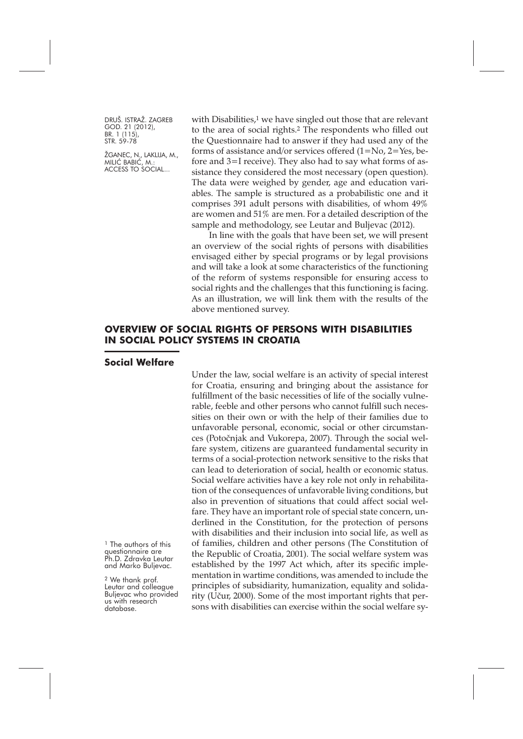with Disabilities,[1] we have singled out those that are relevant to the area of social rights.[2] The respondents who filled out the Questionnaire had to answer if they had used any of the forms of assistance and/or services offered (1=No, 2=Yes, before and 3=I receive). They also had to say what forms of assistance they considered the most necessary (open question). The data were weighed by gender, age and education variables. The sample is structured as a probabilistic one and it comprises 391 adult persons with disabilities, of whom 49% are women and 51% are men. For a detailed description of the sample and methodology, see Leutar and Buljevac (2012).

In line with the goals that have been set, we will present an overview of the social rights of persons with disabilities envisaged either by special programs or by legal provisions and will take a look at some characteristics of the functioning of the reform of systems responsible for ensuring access to social rights and the challenges that this functioning is facing. As an illustration, we will link them with the results of the above mentioned survey.

## OVERVIEW OF SOCIAL RIGHTS OF PERSONS WITH DISABILITIES IN SOCIAL POLICY SYSTEMS IN CROATIA

### Social Welfare

Under the law, social welfare is an activity of special interest for Croatia, ensuring and bringing about the assistance for fulfillment of the basic necessities of life of the socially vulnerable, feeble and other persons who cannot fulfill such necessities on their own or with the help of their families due to unfavorable personal, economic, social or other circumstances (Potočnjak and Vukorepa, 2007). Through the social welfare system, citizens are guaranteed fundamental security in terms of a social-protection network sensitive to the risks that can lead to deterioration of social, health or economic status. Social welfare activities have a key role not only in rehabilitation of the consequences of unfavorable living conditions, but also in prevention of situations that could affect social welfare. They have an important role of special state concern, underlined in the Constitution, for the protection of persons with disabilities and their inclusion into social life, as well as of families, children and other persons (The Constitution of the Republic of Croatia, 2001). The social welfare system was established by the 1997 Act which, after its specific implementation in wartime conditions, was amended to include the principles of subsidiarity, humanization, equality and solidarity (Učur, 2000). Some of the most important rights that persons with disabilities can exercise within the social welfare sy-

[1] The authors of this questionnaire are Ph.D. Zdravka Leutar and Marko Buljevac.

[2] We thank prof. Leutar and colleague Buljevac who provided us with research database.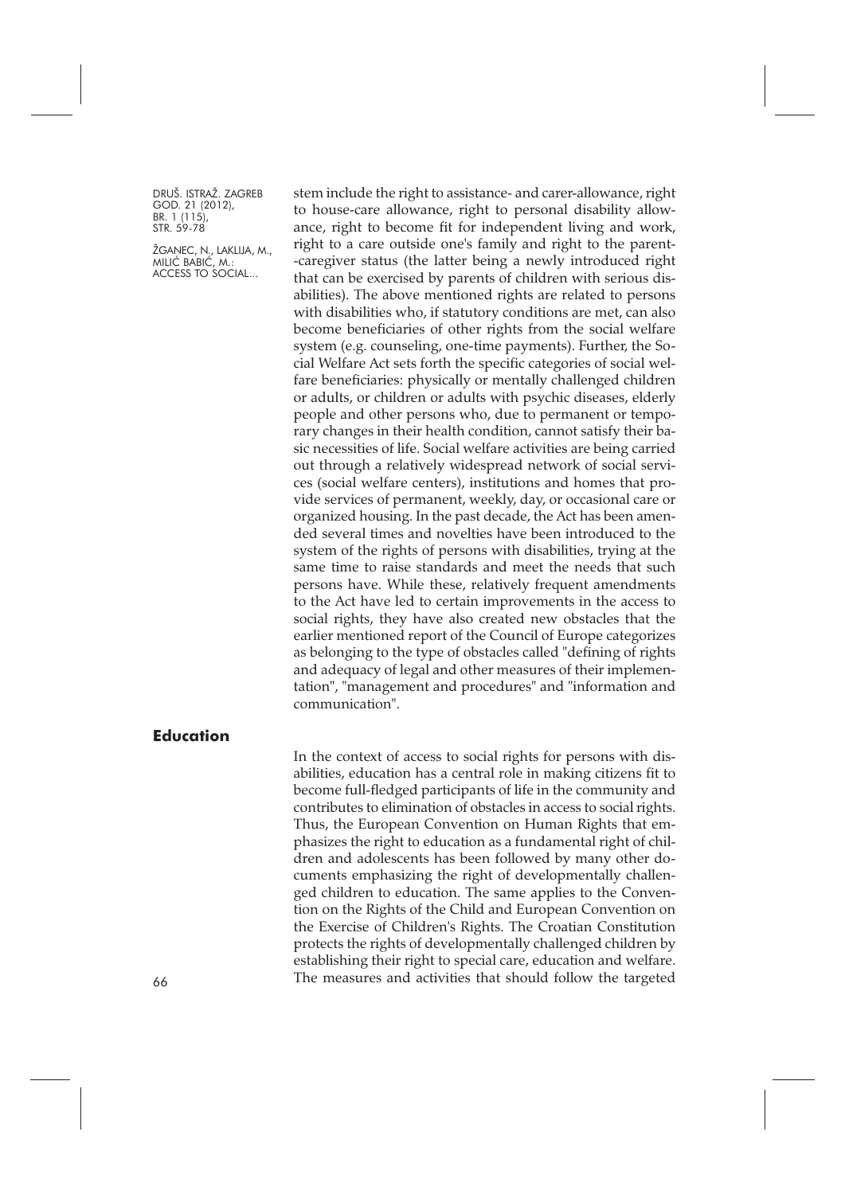stem include the right to assistance- and carer-allowance, right to house-care allowance, right to personal disability allowance, right to become fit for independent living and work, right to a care outside one's family and right to the parent-caregiver status (the latter being a newly introduced right that can be exercised by parents of children with serious disabilities). The above mentioned rights are related to persons with disabilities who, if statutory conditions are met, can also become beneficiaries of other rights from the social welfare system (e.g. counseling, one-time payments). Further, the Social Welfare Act sets forth the specific categories of social welfare beneficiaries: physically or mentally challenged children or adults, or children or adults with psychic diseases, elderly people and other persons who, due to permanent or temporary changes in their health condition, cannot satisfy their basic necessities of life. Social welfare activities are being carried out through a relatively widespread network of social services (social welfare centers), institutions and homes that provide services of permanent, weekly, day, or occasional care or organized housing. In the past decade, the Act has been amended several times and novelties have been introduced to the system of the rights of persons with disabilities, trying at the same time to raise standards and meet the needs that such persons have. While these, relatively frequent amendments to the Act have led to certain improvements in the access to social rights, they have also created new obstacles that the earlier mentioned report of the Council of Europe categorizes as belonging to the type of obstacles called "defining of rights and adequacy of legal and other measures of their implementation", "management and procedures" and "information and communication".

## Education

In the context of access to social rights for persons with disabilities, education has a central role in making citizens fit to become full-fledged participants of life in the community and contributes to elimination of obstacles in access to social rights. Thus, the European Convention on Human Rights that emphasizes the right to education as a fundamental right of children and adolescents has been followed by many other documents emphasizing the right of developmentally challenged children to education. The same applies to the Convention on the Rights of the Child and European Convention on the Exercise of Children's Rights. The Croatian Constitution protects the rights of developmentally challenged children by establishing their right to special care, education and welfare. The measures and activities that should follow the targeted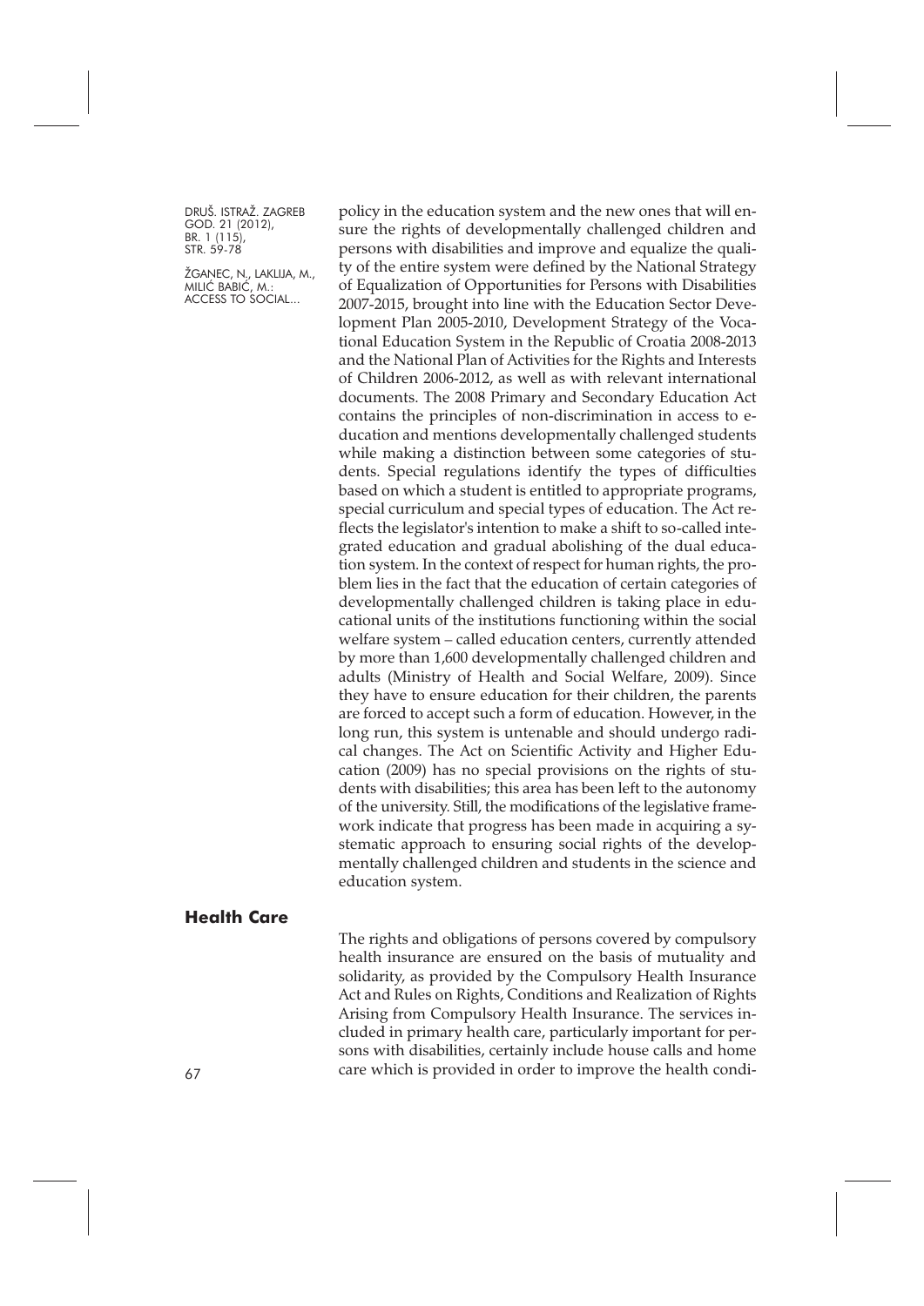policy in the education system and the new ones that will ensure the rights of developmentally challenged children and persons with disabilities and improve and equalize the quality of the entire system were defined by the National Strategy of Equalization of Opportunities for Persons with Disabilities 2007-2015, brought into line with the Education Sector Development Plan 2005-2010, Development Strategy of the Vocational Education System in the Republic of Croatia 2008-2013 and the National Plan of Activities for the Rights and Interests of Children 2006-2012, as well as with relevant international documents. The 2008 Primary and Secondary Education Act contains the principles of non-discrimination in access to education and mentions developmentally challenged students while making a distinction between some categories of students. Special regulations identify the types of difficulties based on which a student is entitled to appropriate programs, special curriculum and special types of education. The Act reflects the legislator's intention to make a shift to so-called integrated education and gradual abolishing of the dual education system. In the context of respect for human rights, the problem lies in the fact that the education of certain categories of developmentally challenged children is taking place in educational units of the institutions functioning within the social welfare system – called education centers, currently attended by more than 1,600 developmentally challenged children and adults (Ministry of Health and Social Welfare, 2009). Since they have to ensure education for their children, the parents are forced to accept such a form of education. However, in the long run, this system is untenable and should undergo radical changes. The Act on Scientific Activity and Higher Education (2009) has no special provisions on the rights of students with disabilities; this area has been left to the autonomy of the university. Still, the modifications of the legislative framework indicate that progress has been made in acquiring a systematic approach to ensuring social rights of the developmentally challenged children and students in the science and education system.

## Health Care

The rights and obligations of persons covered by compulsory health insurance are ensured on the basis of mutuality and solidarity, as provided by the Compulsory Health Insurance Act and Rules on Rights, Conditions and Realization of Rights Arising from Compulsory Health Insurance. The services included in primary health care, particularly important for persons with disabilities, certainly include house calls and home care which is provided in order to improve the health condi-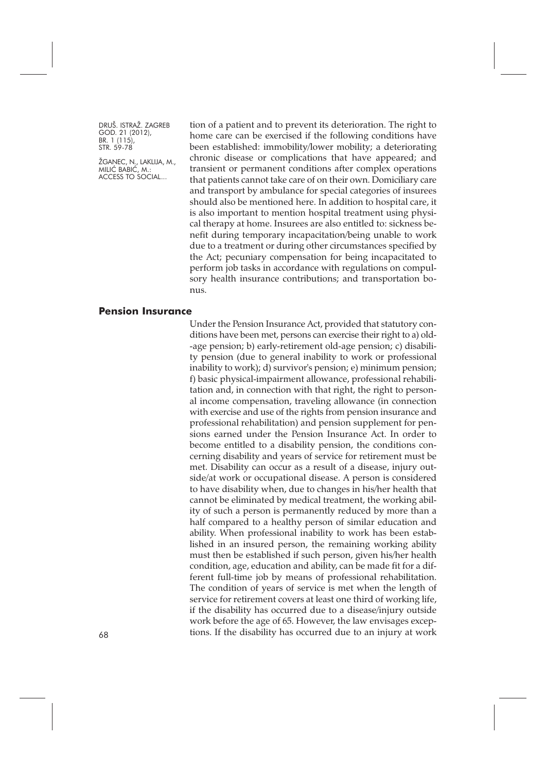tion of a patient and to prevent its deterioration. The right to home care can be exercised if the following conditions have been established: immobility/lower mobility; a deteriorating chronic disease or complications that have appeared; and transient or permanent conditions after complex operations that patients cannot take care of on their own. Domiciliary care and transport by ambulance for special categories of insurees should also be mentioned here. In addition to hospital care, it is also important to mention hospital treatment using physical therapy at home. Insurees are also entitled to: sickness benefit during temporary incapacitation/being unable to work due to a treatment or during other circumstances specified by the Act; pecuniary compensation for being incapacitated to perform job tasks in accordance with regulations on compulsory health insurance contributions; and transportation bonus.

## Pension Insurance

Under the Pension Insurance Act, provided that statutory conditions have been met, persons can exercise their right to a) old-age pension; b) early-retirement old-age pension; c) disability pension (due to general inability to work or professional inability to work); d) survivor's pension; e) minimum pension; f) basic physical-impairment allowance, professional rehabilitation and, in connection with that right, the right to personal income compensation, traveling allowance (in connection with exercise and use of the rights from pension insurance and professional rehabilitation) and pension supplement for pensions earned under the Pension Insurance Act. In order to become entitled to a disability pension, the conditions concerning disability and years of service for retirement must be met. Disability can occur as a result of a disease, injury outside/at work or occupational disease. A person is considered to have disability when, due to changes in his/her health that cannot be eliminated by medical treatment, the working ability of such a person is permanently reduced by more than a half compared to a healthy person of similar education and ability. When professional inability to work has been established in an insured person, the remaining working ability must then be established if such person, given his/her health condition, age, education and ability, can be made fit for a different full-time job by means of professional rehabilitation. The condition of years of service is met when the length of service for retirement covers at least one third of working life, if the disability has occurred due to a disease/injury outside work before the age of 65. However, the law envisages exceptions. If the disability has occurred due to an injury at work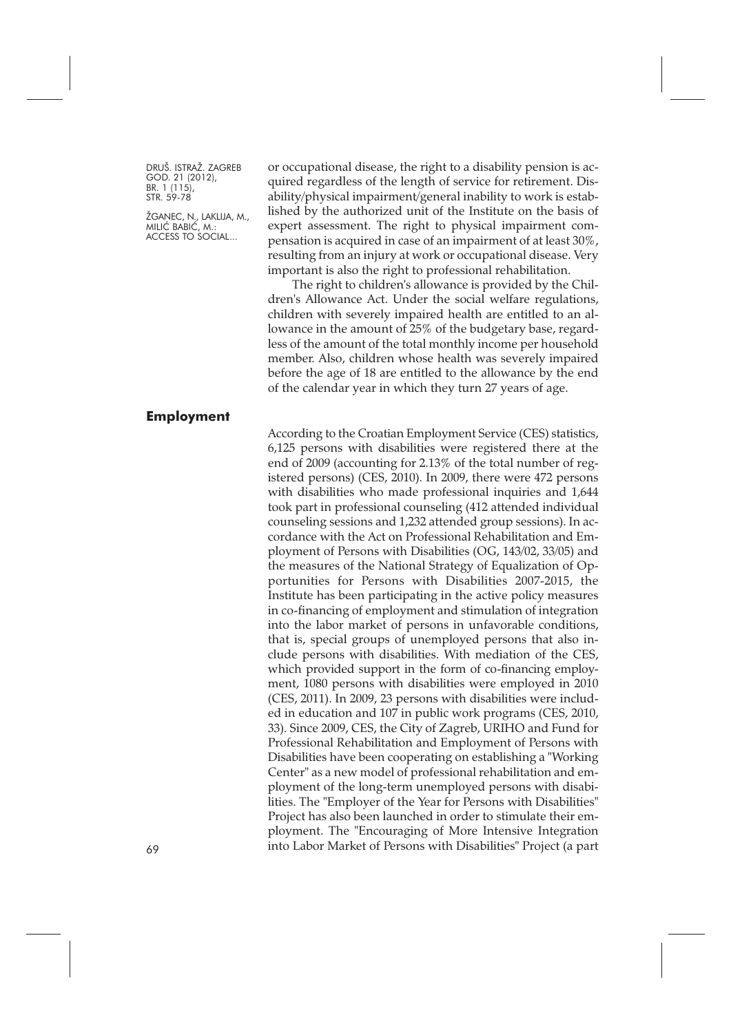or occupational disease, the right to a disability pension is acquired regardless of the length of service for retirement. Disability/physical impairment/general inability to work is established by the authorized unit of the Institute on the basis of expert assessment. The right to physical impairment compensation is acquired in case of an impairment of at least 30%, resulting from an injury at work or occupational disease. Very important is also the right to professional rehabilitation.

The right to children's allowance is provided by the Children's Allowance Act. Under the social welfare regulations, children with severely impaired health are entitled to an allowance in the amount of 25% of the budgetary base, regardless of the amount of the total monthly income per household member. Also, children whose health was severely impaired before the age of 18 are entitled to the allowance by the end of the calendar year in which they turn 27 years of age.

## Employment

According to the Croatian Employment Service (CES) statistics, 6,125 persons with disabilities were registered there at the end of 2009 (accounting for 2.13% of the total number of registered persons) (CES, 2010). In 2009, there were 472 persons with disabilities who made professional inquiries and 1,644 took part in professional counseling (412 attended individual counseling sessions and 1,232 attended group sessions). In accordance with the Act on Professional Rehabilitation and Employment of Persons with Disabilities (OG, 143/02, 33/05) and the measures of the National Strategy of Equalization of Opportunities for Persons with Disabilities 2007-2015, the Institute has been participating in the active policy measures in co-financing of employment and stimulation of integration into the labor market of persons in unfavorable conditions, that is, special groups of unemployed persons that also include persons with disabilities. With mediation of the CES, which provided support in the form of co-financing employment, 1080 persons with disabilities were employed in 2010 (CES, 2011). In 2009, 23 persons with disabilities were included in education and 107 in public work programs (CES, 2010, 33). Since 2009, CES, the City of Zagreb, URIHO and Fund for Professional Rehabilitation and Employment of Persons with Disabilities have been cooperating on establishing a "Working Center" as a new model of professional rehabilitation and employment of the long-term unemployed persons with disabilities. The "Employer of the Year for Persons with Disabilities" Project has also been launched in order to stimulate their employment. The "Encouraging of More Intensive Integration into Labor Market of Persons with Disabilities" Project (a part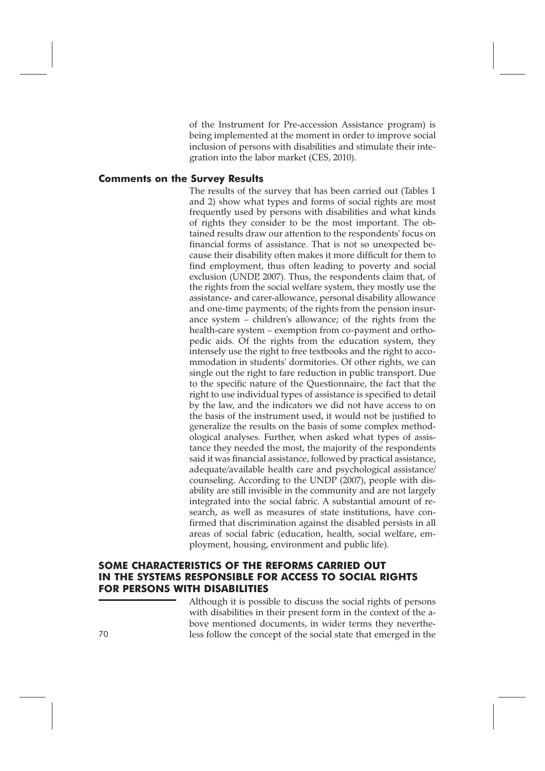of the Instrument for Pre-accession Assistance program) is being implemented at the moment in order to improve social inclusion of persons with disabilities and stimulate their integration into the labor market (CES, 2010).

### Comments on the Survey Results

The results of the survey that has been carried out (Tables 1 and 2) show what types and forms of social rights are most frequently used by persons with disabilities and what kinds of rights they consider to be the most important. The obtained results draw our attention to the respondents' focus on financial forms of assistance. That is not so unexpected because their disability often makes it more difficult for them to find employment, thus often leading to poverty and social exclusion (UNDP, 2007). Thus, the respondents claim that, of the rights from the social welfare system, they mostly use the assistance- and carer-allowance, personal disability allowance and one-time payments; of the rights from the pension insurance system – children's allowance; of the rights from the health-care system – exemption from co-payment and orthopedic aids. Of the rights from the education system, they intensely use the right to free textbooks and the right to accommodation in students' dormitories. Of other rights, we can single out the right to fare reduction in public transport. Due to the specific nature of the Questionnaire, the fact that the right to use individual types of assistance is specified to detail by the law, and the indicators we did not have access to on the basis of the instrument used, it would not be justified to generalize the results on the basis of some complex methodological analyses. Further, when asked what types of assistance they needed the most, the majority of the respondents said it was financial assistance, followed by practical assistance, adequate/available health care and psychological assistance/counseling. According to the UNDP (2007), people with disability are still invisible in the community and are not largely integrated into the social fabric. A substantial amount of research, as well as measures of state institutions, have confirmed that discrimination against the disabled persists in all areas of social fabric (education, health, social welfare, employment, housing, environment and public life).

## SOME CHARACTERISTICS OF THE REFORMS CARRIED OUT IN THE SYSTEMS RESPONSIBLE FOR ACCESS TO SOCIAL RIGHTS FOR PERSONS WITH DISABILITIES

Although it is possible to discuss the social rights of persons with disabilities in their present form in the context of the above mentioned documents, in wider terms they nevertheless follow the concept of the social state that emerged in the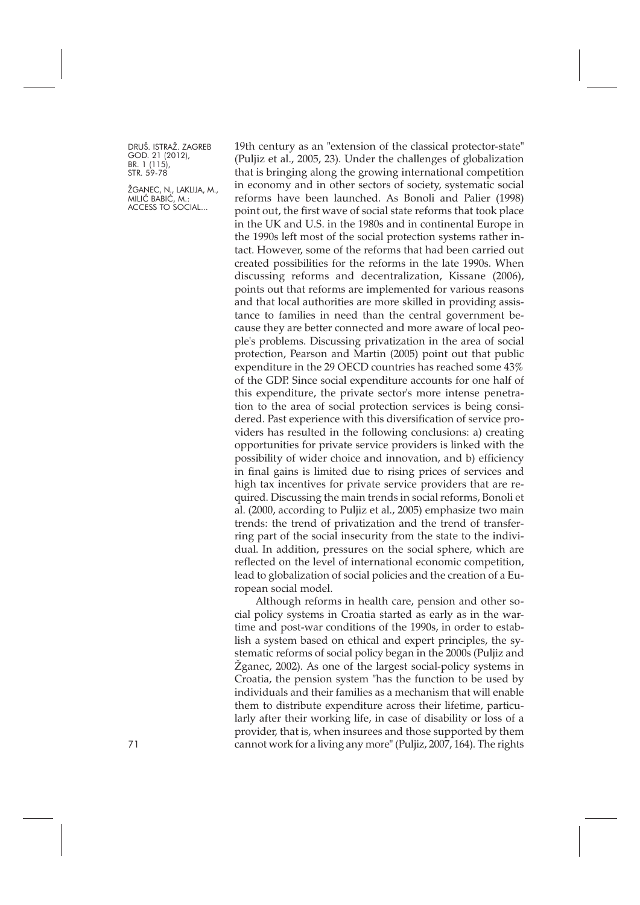19th century as an "extension of the classical protector-state" (Puljiz et al., 2005, 23). Under the challenges of globalization that is bringing along the growing international competition in economy and in other sectors of society, systematic social reforms have been launched. As Bonoli and Palier (1998) point out, the first wave of social state reforms that took place in the UK and U.S. in the 1980s and in continental Europe in the 1990s left most of the social protection systems rather intact. However, some of the reforms that had been carried out created possibilities for the reforms in the late 1990s. When discussing reforms and decentralization, Kissane (2006), points out that reforms are implemented for various reasons and that local authorities are more skilled in providing assistance to families in need than the central government because they are better connected and more aware of local people's problems. Discussing privatization in the area of social protection, Pearson and Martin (2005) point out that public expenditure in the 29 OECD countries has reached some 43% of the GDP. Since social expenditure accounts for one half of this expenditure, the private sector's more intense penetration to the area of social protection services is being considered. Past experience with this diversification of service providers has resulted in the following conclusions: a) creating opportunities for private service providers is linked with the possibility of wider choice and innovation, and b) efficiency in final gains is limited due to rising prices of services and high tax incentives for private service providers that are required. Discussing the main trends in social reforms, Bonoli et al. (2000, according to Puljiz et al., 2005) emphasize two main trends: the trend of privatization and the trend of transferring part of the social insecurity from the state to the individual. In addition, pressures on the social sphere, which are reflected on the level of international economic competition, lead to globalization of social policies and the creation of a European social model.

Although reforms in health care, pension and other social policy systems in Croatia started as early as in the wartime and post-war conditions of the 1990s, in order to establish a system based on ethical and expert principles, the systematic reforms of social policy began in the 2000s (Puljiz and Žganec, 2002). As one of the largest social-policy systems in Croatia, the pension system "has the function to be used by individuals and their families as a mechanism that will enable them to distribute expenditure across their lifetime, particularly after their working life, in case of disability or loss of a provider, that is, when insurees and those supported by them cannot work for a living any more" (Puljiz, 2007, 164). The rights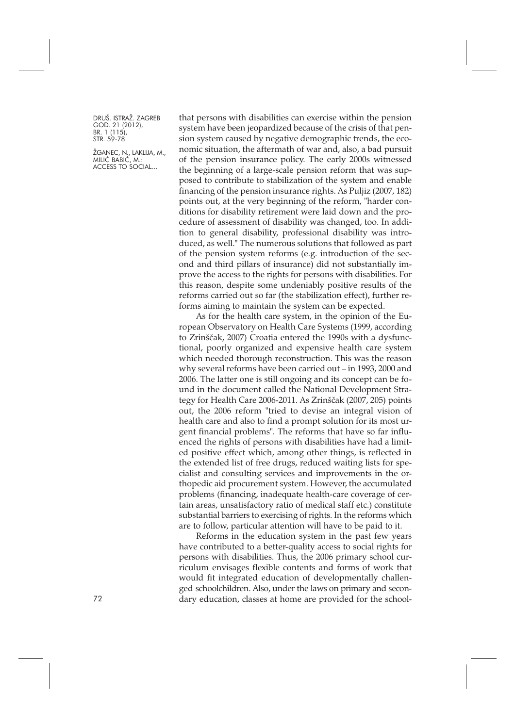that persons with disabilities can exercise within the pension system have been jeopardized because of the crisis of that pension system caused by negative demographic trends, the economic situation, the aftermath of war and, also, a bad pursuit of the pension insurance policy. The early 2000s witnessed the beginning of a large-scale pension reform that was supposed to contribute to stabilization of the system and enable financing of the pension insurance rights. As Puljiz (2007, 182) points out, at the very beginning of the reform, "harder conditions for disability retirement were laid down and the procedure of assessment of disability was changed, too. In addition to general disability, professional disability was introduced, as well." The numerous solutions that followed as part of the pension system reforms (e.g. introduction of the second and third pillars of insurance) did not substantially improve the access to the rights for persons with disabilities. For this reason, despite some undeniably positive results of the reforms carried out so far (the stabilization effect), further reforms aiming to maintain the system can be expected.

As for the health care system, in the opinion of the European Observatory on Health Care Systems (1999, according to Zrinščak, 2007) Croatia entered the 1990s with a dysfunctional, poorly organized and expensive health care system which needed thorough reconstruction. This was the reason why several reforms have been carried out – in 1993, 2000 and 2006. The latter one is still ongoing and its concept can be found in the document called the National Development Strategy for Health Care 2006-2011. As Zrinščak (2007, 205) points out, the 2006 reform "tried to devise an integral vision of health care and also to find a prompt solution for its most urgent financial problems". The reforms that have so far influenced the rights of persons with disabilities have had a limited positive effect which, among other things, is reflected in the extended list of free drugs, reduced waiting lists for specialist and consulting services and improvements in the orthopedic aid procurement system. However, the accumulated problems (financing, inadequate health-care coverage of certain areas, unsatisfactory ratio of medical staff etc.) constitute substantial barriers to exercising of rights. In the reforms which are to follow, particular attention will have to be paid to it.

Reforms in the education system in the past few years have contributed to a better-quality access to social rights for persons with disabilities. Thus, the 2006 primary school curriculum envisages flexible contents and forms of work that would fit integrated education of developmentally challenged schoolchildren. Also, under the laws on primary and secondary education, classes at home are provided for the school-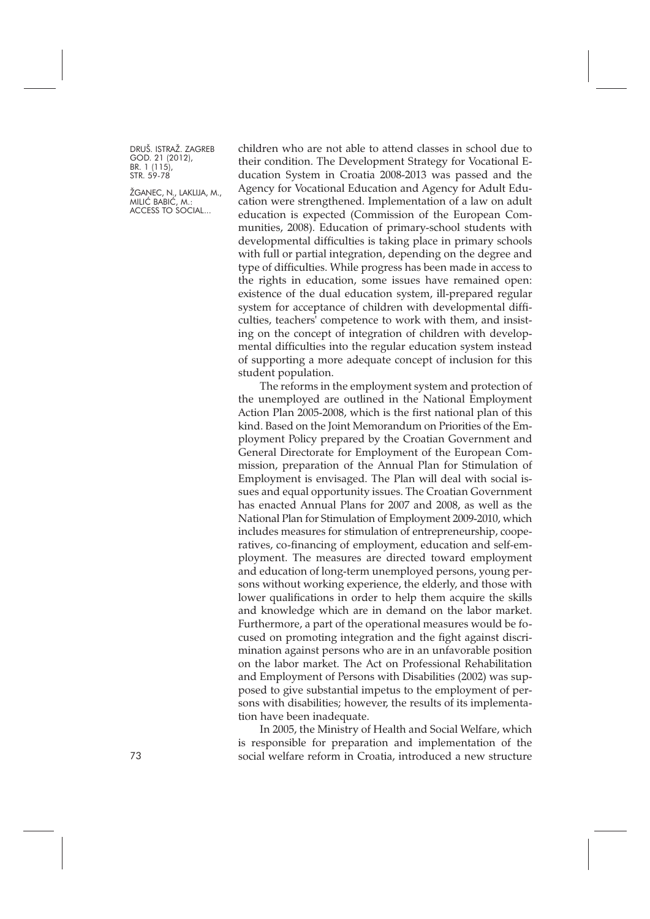children who are not able to attend classes in school due to their condition. The Development Strategy for Vocational Education System in Croatia 2008-2013 was passed and the Agency for Vocational Education and Agency for Adult Education were strengthened. Implementation of a law on adult education is expected (Commission of the European Communities, 2008). Education of primary-school students with developmental difficulties is taking place in primary schools with full or partial integration, depending on the degree and type of difficulties. While progress has been made in access to the rights in education, some issues have remained open: existence of the dual education system, ill-prepared regular system for acceptance of children with developmental difficulties, teachers' competence to work with them, and insisting on the concept of integration of children with developmental difficulties into the regular education system instead of supporting a more adequate concept of inclusion for this student population.

The reforms in the employment system and protection of the unemployed are outlined in the National Employment Action Plan 2005-2008, which is the first national plan of this kind. Based on the Joint Memorandum on Priorities of the Employment Policy prepared by the Croatian Government and General Directorate for Employment of the European Commission, preparation of the Annual Plan for Stimulation of Employment is envisaged. The Plan will deal with social issues and equal opportunity issues. The Croatian Government has enacted Annual Plans for 2007 and 2008, as well as the National Plan for Stimulation of Employment 2009-2010, which includes measures for stimulation of entrepreneurship, cooperatives, co-financing of employment, education and self-employment. The measures are directed toward employment and education of long-term unemployed persons, young persons without working experience, the elderly, and those with lower qualifications in order to help them acquire the skills and knowledge which are in demand on the labor market. Furthermore, a part of the operational measures would be focused on promoting integration and the fight against discrimination against persons who are in an unfavorable position on the labor market. The Act on Professional Rehabilitation and Employment of Persons with Disabilities (2002) was supposed to give substantial impetus to the employment of persons with disabilities; however, the results of its implementation have been inadequate.

In 2005, the Ministry of Health and Social Welfare, which is responsible for preparation and implementation of the social welfare reform in Croatia, introduced a new structure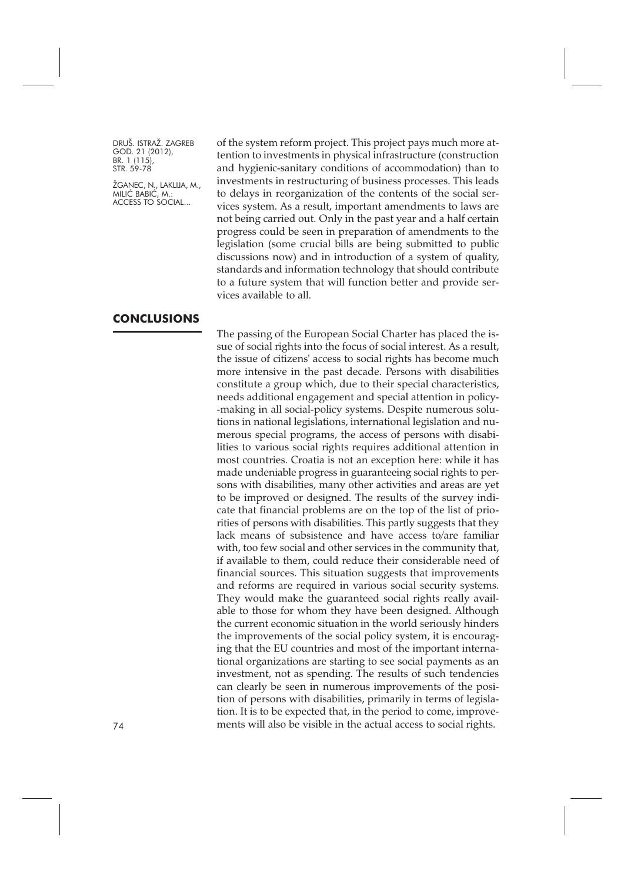of the system reform project. This project pays much more attention to investments in physical infrastructure (construction and hygienic-sanitary conditions of accommodation) than to investments in restructuring of business processes. This leads to delays in reorganization of the contents of the social services system. As a result, important amendments to laws are not being carried out. Only in the past year and a half certain progress could be seen in preparation of amendments to the legislation (some crucial bills are being submitted to public discussions now) and in introduction of a system of quality, standards and information technology that should contribute to a future system that will function better and provide services available to all.

## CONCLUSIONS

The passing of the European Social Charter has placed the issue of social rights into the focus of social interest. As a result, the issue of citizens' access to social rights has become much more intensive in the past decade. Persons with disabilities constitute a group which, due to their special characteristics, needs additional engagement and special attention in policy-making in all social-policy systems. Despite numerous solutions in national legislations, international legislation and numerous special programs, the access of persons with disabilities to various social rights requires additional attention in most countries. Croatia is not an exception here: while it has made undeniable progress in guaranteeing social rights to persons with disabilities, many other activities and areas are yet to be improved or designed. The results of the survey indicate that financial problems are on the top of the list of priorities of persons with disabilities. This partly suggests that they lack means of subsistence and have access to/are familiar with, too few social and other services in the community that, if available to them, could reduce their considerable need of financial sources. This situation suggests that improvements and reforms are required in various social security systems. They would make the guaranteed social rights really available to those for whom they have been designed. Although the current economic situation in the world seriously hinders the improvements of the social policy system, it is encouraging that the EU countries and most of the important international organizations are starting to see social payments as an investment, not as spending. The results of such tendencies can clearly be seen in numerous improvements of the position of persons with disabilities, primarily in terms of legislation. It is to be expected that, in the period to come, improvements will also be visible in the actual access to social rights.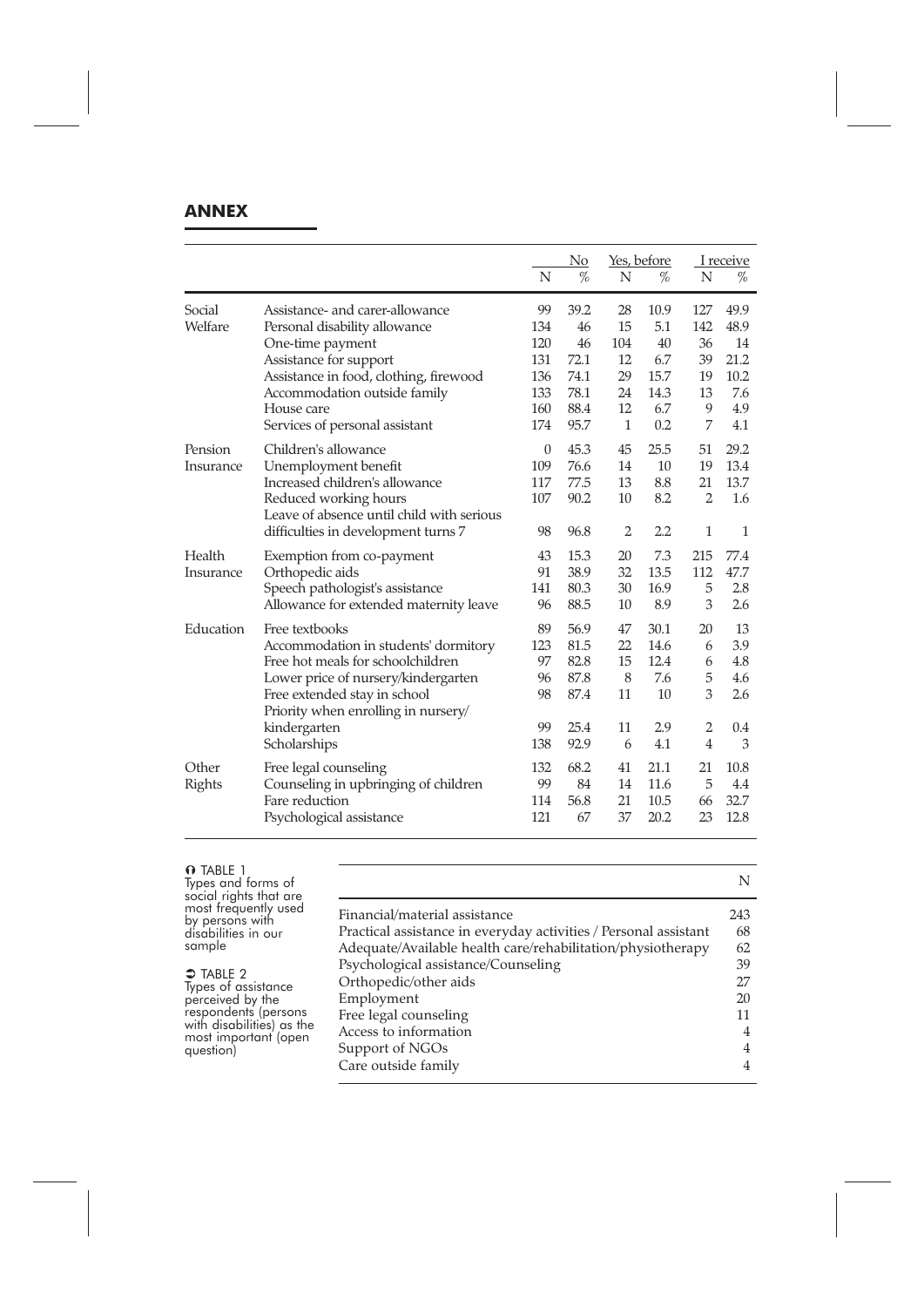## ANNEX

| | | No | | Yes, before | | I receive | |
|---|---|---|---|---|---|---|---|
| | | N | % | N | % | N | % |
| Social Welfare | Assistance- and carer-allowance | 99 | 39.2 | 28 | 10.9 | 127 | 49.9 |
| | Personal disability allowance | 134 | 46 | 15 | 5.1 | 142 | 48.9 |
| | One-time payment | 120 | 46 | 104 | 40 | 36 | 14 |
| | Assistance for support | 131 | 72.1 | 12 | 6.7 | 39 | 21.2 |
| | Assistance in food, clothing, firewood | 136 | 74.1 | 29 | 15.7 | 19 | 10.2 |
| | Accommodation outside family | 133 | 78.1 | 24 | 14.3 | 13 | 7.6 |
| | House care | 160 | 88.4 | 12 | 6.7 | 9 | 4.9 |
| | Services of personal assistant | 174 | 95.7 | 1 | 0.2 | 7 | 4.1 |
| Pension Insurance | Children's allowance | 0 | 45.3 | 45 | 25.5 | 51 | 29.2 |
| | Unemployment benefit | 109 | 76.6 | 14 | 10 | 19 | 13.4 |
| | Increased children's allowance | 117 | 77.5 | 13 | 8.8 | 21 | 13.7 |
| | Reduced working hours | 107 | 90.2 | 10 | 8.2 | 2 | 1.6 |
| | Leave of absence until child with serious difficulties in development turns 7 | 98 | 96.8 | 2 | 2.2 | 1 | 1 |
| Health Insurance | Exemption from co-payment | 43 | 15.3 | 20 | 7.3 | 215 | 77.4 |
| | Orthopedic aids | 91 | 38.9 | 32 | 13.5 | 112 | 47.7 |
| | Speech pathologist's assistance | 141 | 80.3 | 30 | 16.9 | 5 | 2.8 |
| | Allowance for extended maternity leave | 96 | 88.5 | 10 | 8.9 | 3 | 2.6 |
| Education | Free textbooks | 89 | 56.9 | 47 | 30.1 | 20 | 13 |
| | Accommodation in students' dormitory | 123 | 81.5 | 22 | 14.6 | 6 | 3.9 |
| | Free hot meals for schoolchildren | 97 | 82.8 | 15 | 12.4 | 6 | 4.8 |
| | Lower price of nursery/kindergarten | 96 | 87.8 | 8 | 7.6 | 5 | 4.6 |
| | Free extended stay in school | 98 | 87.4 | 11 | 10 | 3 | 2.6 |
| | Priority when enrolling in nursery/ kindergarten | 99 | 25.4 | 11 | 2.9 | 2 | 0.4 |
| | Scholarships | 138 | 92.9 | 6 | 4.1 | 4 | 3 |
| Other Rights | Free legal counseling | 132 | 68.2 | 41 | 21.1 | 21 | 10.8 |
| | Counseling in upbringing of children | 99 | 84 | 14 | 11.6 | 5 | 4.4 |
| | Fare reduction | 114 | 56.8 | 21 | 10.5 | 66 | 32.7 |
| | Psychological assistance | 121 | 67 | 37 | 20.2 | 23 | 12.8 |

TABLE 1
Types and forms of social rights that are most frequently used by persons with disabilities in our sample

TABLE 2
Types of assistance perceived by the respondents (persons with disabilities) as the most important (open question)

| | N |
|---|---|
| Financial/material assistance | 243 |
| Practical assistance in everyday activities / Personal assistant | 68 |
| Adequate/Available health care/rehabilitation/physiotherapy | 62 |
| Psychological assistance/Counseling | 39 |
| Orthopedic/other aids | 27 |
| Employment | 20 |
| Free legal counseling | 11 |
| Access to information | 4 |
| Support of NGOs | 4 |
| Care outside family | 4 |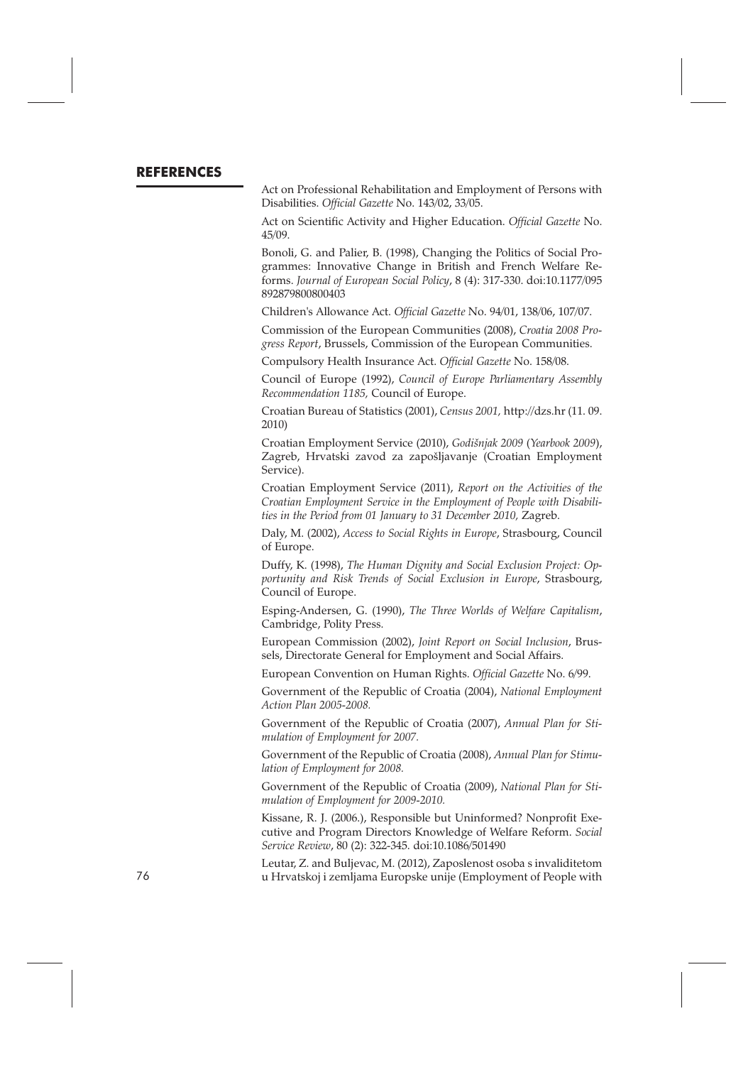## REFERENCES

Act on Professional Rehabilitation and Employment of Persons with Disabilities. *Official Gazette* No. 143/02, 33/05.

Act on Scientific Activity and Higher Education. *Official Gazette* No. 45/09.

Bonoli, G. and Palier, B. (1998), Changing the Politics of Social Programmes: Innovative Change in British and French Welfare Reforms. *Journal of European Social Policy*, 8 (4): 317-330. doi:10.1177/095892879800800403

Children's Allowance Act. *Official Gazette* No. 94/01, 138/06, 107/07.

Commission of the European Communities (2008), *Croatia 2008 Progress Report*, Brussels, Commission of the European Communities.

Compulsory Health Insurance Act. *Official Gazette* No. 158/08.

Council of Europe (1992), *Council of Europe Parliamentary Assembly Recommendation 1185,* Council of Europe.

Croatian Bureau of Statistics (2001), *Census 2001,* http://dzs.hr (11. 09. 2010)

Croatian Employment Service (2010), *Godišnjak 2009* (*Yearbook 2009*), Zagreb, Hrvatski zavod za zapošljavanje (Croatian Employment Service).

Croatian Employment Service (2011), *Report on the Activities of the Croatian Employment Service in the Employment of People with Disabilities in the Period from 01 January to 31 December 2010,* Zagreb.

Daly, M. (2002), *Access to Social Rights in Europe*, Strasbourg, Council of Europe.

Duffy, K. (1998), *The Human Dignity and Social Exclusion Project: Opportunity and Risk Trends of Social Exclusion in Europe*, Strasbourg, Council of Europe.

Esping-Andersen, G. (1990), *The Three Worlds of Welfare Capitalism*, Cambridge, Polity Press.

European Commission (2002), *Joint Report on Social Inclusion*, Brussels, Directorate General for Employment and Social Affairs.

European Convention on Human Rights. *Official Gazette* No. 6/99.

Government of the Republic of Croatia (2004), *National Employment Action Plan 2005-2008.*

Government of the Republic of Croatia (2007), *Annual Plan for Stimulation of Employment for 2007.*

Government of the Republic of Croatia (2008), *Annual Plan for Stimulation of Employment for 2008.*

Government of the Republic of Croatia (2009), *National Plan for Stimulation of Employment for 2009-2010.*

Kissane, R. J. (2006.), Responsible but Uninformed? Nonprofit Executive and Program Directors Knowledge of Welfare Reform. *Social Service Review*, 80 (2): 322-345. doi:10.1086/501490

Leutar, Z. and Buljevac, M. (2012), Zaposlenost osoba s invaliditetom u Hrvatskoj i zemljama Europske unije (Employment of People with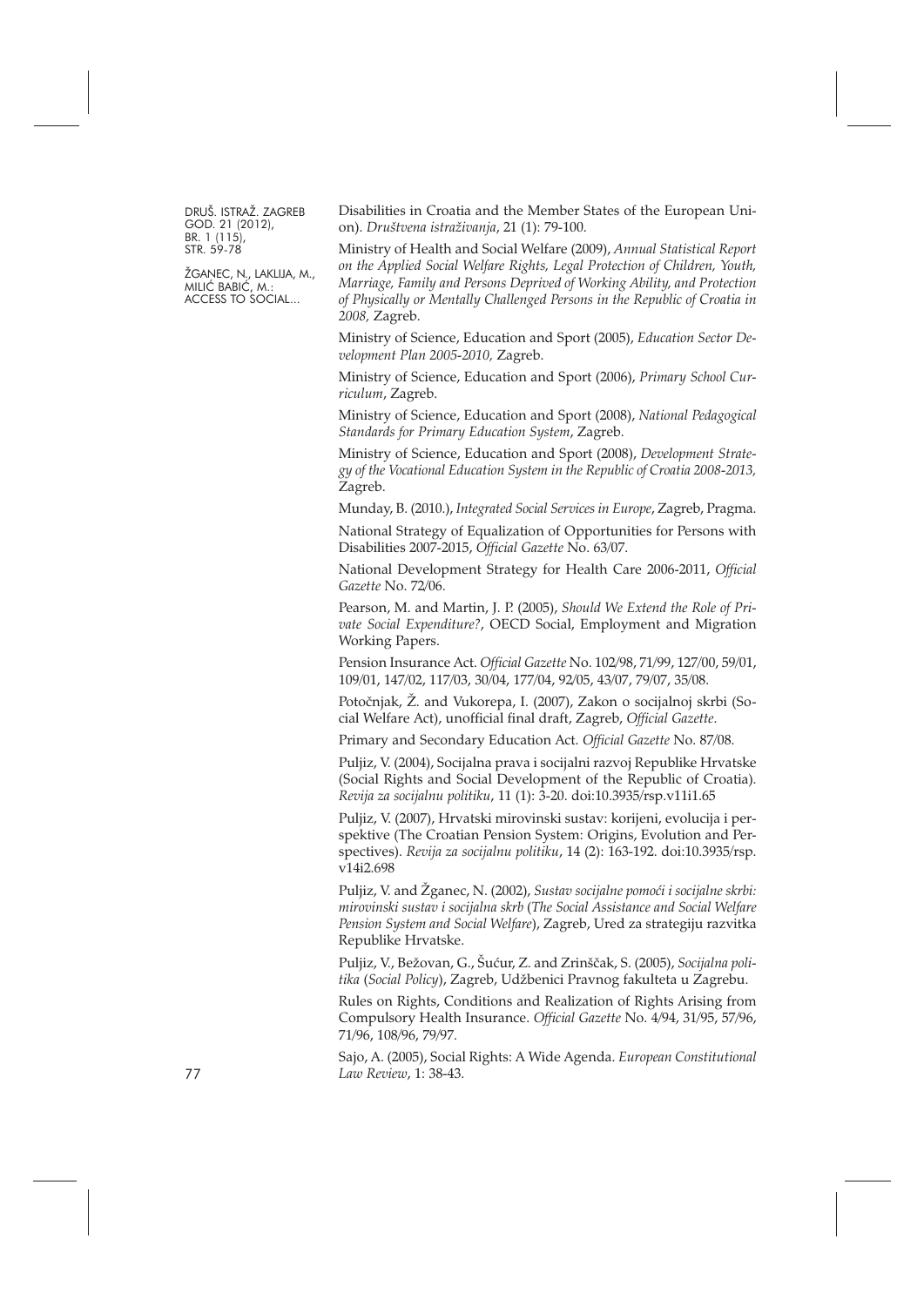Disabilities in Croatia and the Member States of the European Union). *Društvena istraživanja*, 21 (1): 79-100.

Ministry of Health and Social Welfare (2009), *Annual Statistical Report on the Applied Social Welfare Rights, Legal Protection of Children, Youth, Marriage, Family and Persons Deprived of Working Ability, and Protection of Physically or Mentally Challenged Persons in the Republic of Croatia in 2008,* Zagreb.

Ministry of Science, Education and Sport (2005), *Education Sector Development Plan 2005-2010,* Zagreb.

Ministry of Science, Education and Sport (2006), *Primary School Curriculum*, Zagreb.

Ministry of Science, Education and Sport (2008), *National Pedagogical Standards for Primary Education System*, Zagreb.

Ministry of Science, Education and Sport (2008), *Development Strategy of the Vocational Education System in the Republic of Croatia 2008-2013,* Zagreb.

Munday, B. (2010.), *Integrated Social Services in Europe*, Zagreb, Pragma.

National Strategy of Equalization of Opportunities for Persons with Disabilities 2007-2015, *Official Gazette* No. 63/07.

National Development Strategy for Health Care 2006-2011, *Official Gazette* No. 72/06.

Pearson, M. and Martin, J. P. (2005), *Should We Extend the Role of Private Social Expenditure?*, OECD Social, Employment and Migration Working Papers.

Pension Insurance Act. *Official Gazette* No. 102/98, 71/99, 127/00, 59/01, 109/01, 147/02, 117/03, 30/04, 177/04, 92/05, 43/07, 79/07, 35/08.

Potočnjak, Ž. and Vukorepa, I. (2007), Zakon o socijalnoj skrbi (Social Welfare Act), unofficial final draft, Zagreb, *Official Gazette*.

Primary and Secondary Education Act. *Official Gazette* No. 87/08.

Puljiz, V. (2004), Socijalna prava i socijalni razvoj Republike Hrvatske (Social Rights and Social Development of the Republic of Croatia). *Revija za socijalnu politiku*, 11 (1): 3-20. doi:10.3935/rsp.v11i1.65

Puljiz, V. (2007), Hrvatski mirovinski sustav: korijeni, evolucija i perspektive (The Croatian Pension System: Origins, Evolution and Perspectives). *Revija za socijalnu politiku*, 14 (2): 163-192. doi:10.3935/rsp.v14i2.698

Puljiz, V. and Žganec, N. (2002), *Sustav socijalne pomoći i socijalne skrbi: mirovinski sustav i socijalna skrb* (*The Social Assistance and Social Welfare Pension System and Social Welfare*), Zagreb, Ured za strategiju razvitka Republike Hrvatske.

Puljiz, V., Bežovan, G., Šućur, Z. and Zrinščak, S. (2005), *Socijalna politika* (*Social Policy*), Zagreb, Udžbenici Pravnog fakulteta u Zagrebu.

Rules on Rights, Conditions and Realization of Rights Arising from Compulsory Health Insurance. *Official Gazette* No. 4/94, 31/95, 57/96, 71/96, 108/96, 79/97.

Sajo, A. (2005), Social Rights: A Wide Agenda. *European Constitutional Law Review*, 1: 38-43.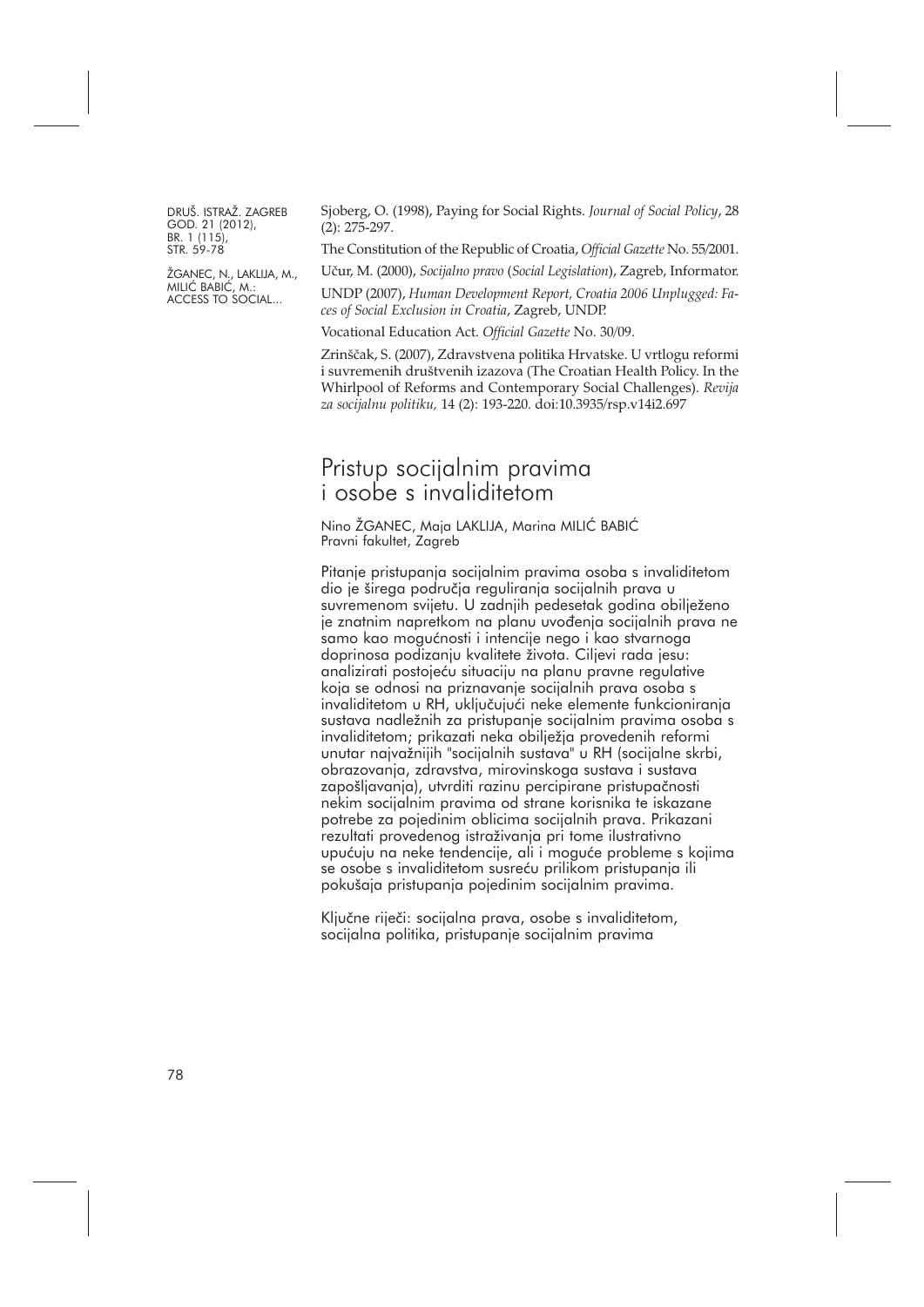Sjoberg, O. (1998), Paying for Social Rights. *Journal of Social Policy*, 28 (2): 275-297.

The Constitution of the Republic of Croatia, *Official Gazette* No. 55/2001.

Učur, M. (2000), *Socijalno pravo* (*Social Legislation*), Zagreb, Informator.

UNDP (2007), *Human Development Report, Croatia 2006 Unplugged: Faces of Social Exclusion in Croatia*, Zagreb, UNDP.

Vocational Education Act. *Official Gazette* No. 30/09.

Zrinščak, S. (2007), Zdravstvena politika Hrvatske. U vrtlogu reformi i suvremenih društvenih izazova (The Croatian Health Policy. In the Whirlpool of Reforms and Contemporary Social Challenges). *Revija za socijalnu politiku,* 14 (2): 193-220. doi:10.3935/rsp.v14i2.697

# Pristup socijalnim pravima i osobe s invaliditetom

Nino ŽGANEC, Maja LAKLIJA, Marina MILIĆ BABIĆ
Pravni fakultet, Zagreb

Pitanje pristupanja socijalnim pravima osoba s invaliditetom dio je širega područja reguliranja socijalnih prava u suvremenom svijetu. U zadnjih pedesetak godina obilježeno je znatnim napretkom na planu uvođenja socijalnih prava ne samo kao mogućnosti i intencije nego i kao stvarnoga doprinosa podizanju kvalitete života. Ciljevi rada jesu: analizirati postojeću situaciju na planu pravne regulative koja se odnosi na priznavanje socijalnih prava osoba s invaliditetom u RH, uključujući neke elemente funkcioniranja sustava nadležnih za pristupanje socijalnim pravima osoba s invaliditetom; prikazati neka obilježja provedenih reformi unutar najvažnijih "socijalnih sustava" u RH (socijalne skrbi, obrazovanja, zdravstva, mirovinskoga sustava i sustava zapošljavanja), utvrditi razinu percipirane pristupačnosti nekim socijalnim pravima od strane korisnika te iskazane potrebe za pojedinim oblicima socijalnih prava. Prikazani rezultati provedenog istraživanja pri tome ilustrativno upućuju na neke tendencije, ali i moguće probleme s kojima se osobe s invaliditetom susreću prilikom pristupanja ili pokušaja pristupanja pojedinim socijalnim pravima.

Ključne riječi: socijalna prava, osobe s invaliditetom, socijalna politika, pristupanje socijalnim pravima